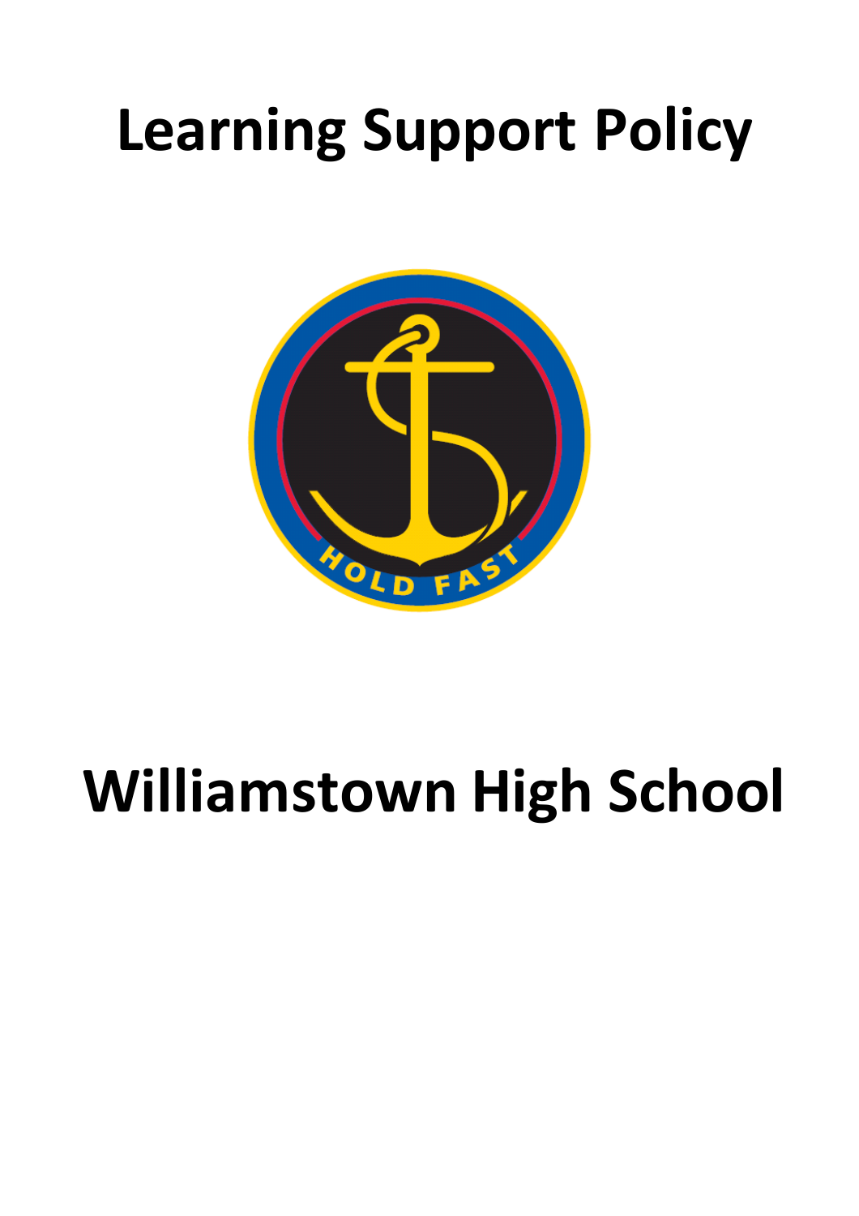# Learning Support Policy

# Williamstown High School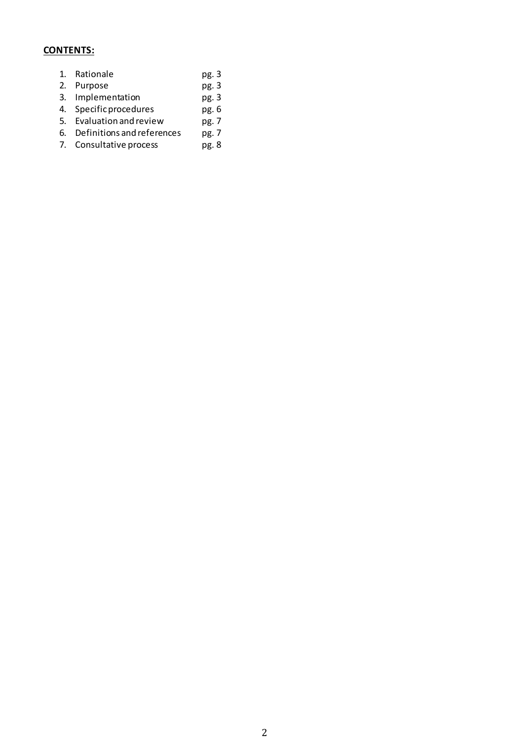**CONTENTS:**

1. Rationale pg. 3
2. Purpose pg. 3
3. Implementation pg. 3
4. Specific procedures pg. 6
5. Evaluation and review pg. 7
6. Definitions and references pg. 7
7. Consultative process pg. 8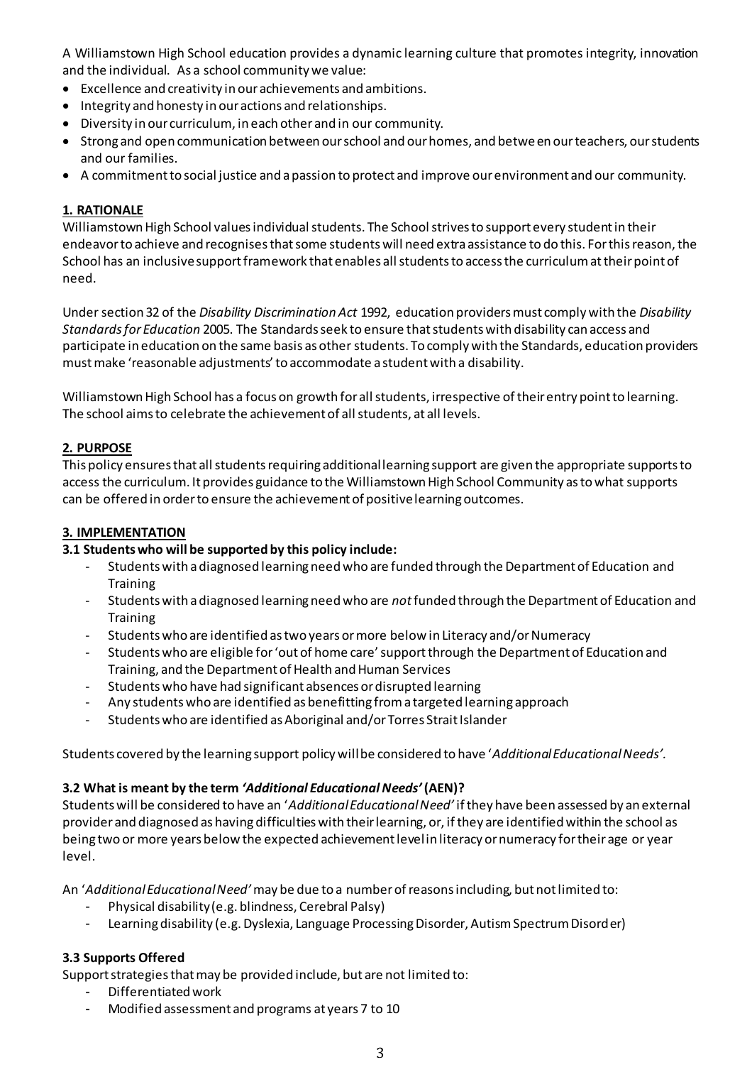A Williamstown High School education provides a dynamic learning culture that promotes integrity, innovation and the individual. As a school community we value:

- Excellence and creativity in our achievements and ambitions.
- Integrity and honesty in our actions and relationships.
- Diversity in our curriculum, in each other and in our community.
- Strong and open communication between our school and our homes, and between our teachers, our students and our families.
- A commitment to social justice and a passion to protect and improve our environment and our community.

## 1. RATIONALE

Williamstown High School values individual students. The School strives to support every student in their endeavor to achieve and recognises that some students will need extra assistance to do this. For this reason, the School has an inclusive support framework that enables all students to access the curriculum at their point of need.

Under section 32 of the *Disability Discrimination Act* 1992, education providers must comply with the *Disability Standards for Education* 2005. The Standards seek to ensure that students with disability can access and participate in education on the same basis as other students. To comply with the Standards, education providers must make 'reasonable adjustments' to accommodate a student with a disability.

Williamstown High School has a focus on growth for all students, irrespective of their entry point to learning. The school aims to celebrate the achievement of all students, at all levels.

## 2. PURPOSE

This policy ensures that all students requiring additional learning support are given the appropriate supports to access the curriculum. It provides guidance to the Williamstown High School Community as to what supports can be offered in order to ensure the achievement of positive learning outcomes.

## 3. IMPLEMENTATION

### 3.1 Students who will be supported by this policy include:

- Students with a diagnosed learning need who are funded through the Department of Education and Training
- Students with a diagnosed learning need who are *not* funded through the Department of Education and Training
- Students who are identified as two years or more below in Literacy and/or Numeracy
- Students who are eligible for 'out of home care' support through the Department of Education and Training, and the Department of Health and Human Services
- Students who have had significant absences or disrupted learning
- Any students who are identified as benefitting from a targeted learning approach
- Students who are identified as Aboriginal and/or Torres Strait Islander

Students covered by the learning support policy will be considered to have '*Additional Educational Needs'*.

### 3.2 What is meant by the term *'Additional Educational Needs'* (AEN)?

Students will be considered to have an '*Additional Educational Need'* if they have been assessed by an external provider and diagnosed as having difficulties with their learning, or, if they are identified within the school as being two or more years below the expected achievement level in literacy or numeracy for their age or year level.

An '*Additional Educational Need'* may be due to a number of reasons including, but not limited to:

- Physical disability (e.g. blindness, Cerebral Palsy)
- Learning disability (e.g. Dyslexia, Language Processing Disorder, Autism Spectrum Disorder)

### 3.3 Supports Offered

Support strategies that may be provided include, but are not limited to:

- Differentiated work
- Modified assessment and programs at years 7 to 10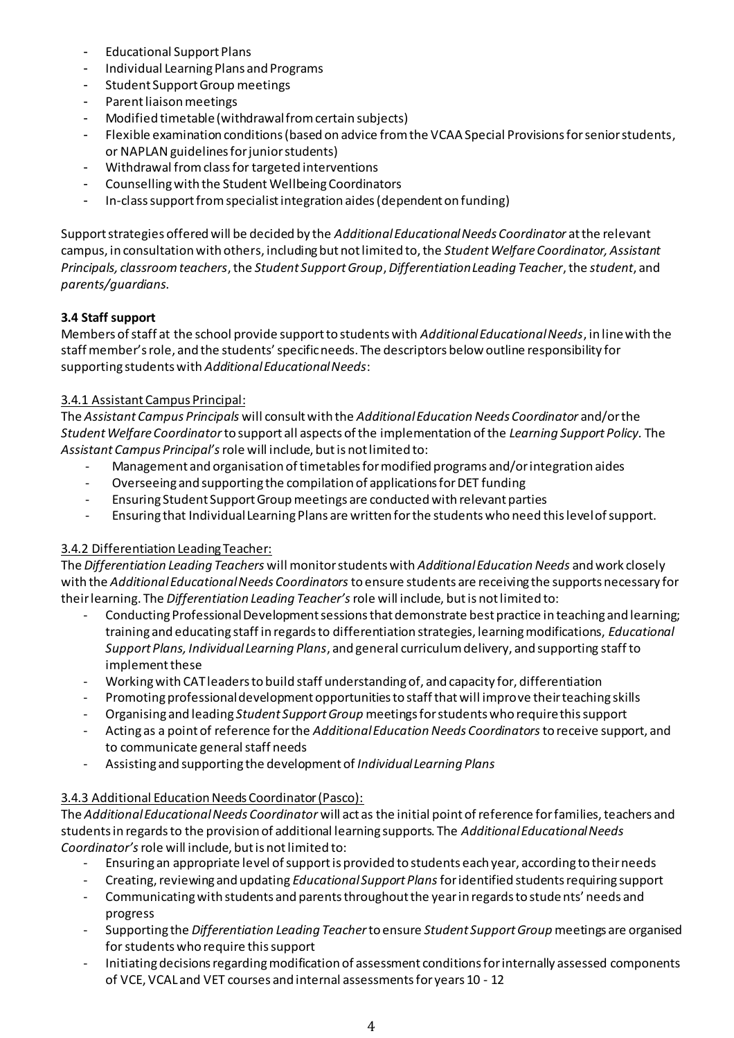- Educational Support Plans
- Individual Learning Plans and Programs
- Student Support Group meetings
- Parent liaison meetings
- Modified timetable (withdrawal from certain subjects)
- Flexible examination conditions (based on advice from the VCAA Special Provisions for senior students, or NAPLAN guidelines for junior students)
- Withdrawal from class for targeted interventions
- Counselling with the Student Wellbeing Coordinators
- In-class support from specialist integration aides (dependent on funding)

Support strategies offered will be decided by the *Additional Educational Needs Coordinator* at the relevant campus, in consultation with others, including but not limited to, the *Student Welfare Coordinator, Assistant Principals, classroom teachers*, the *Student Support Group*, *Differentiation Leading Teacher*, the *student*, and *parents/guardians*.

**3.4 Staff support**

Members of staff at the school provide support to students with *Additional Educational Needs*, in line with the staff member's role, and the students' specific needs. The descriptors below outline responsibility for supporting students with *Additional Educational Needs*:

<u>3.4.1 Assistant Campus Principal:</u>

The *Assistant Campus Principals* will consult with the *Additional Education Needs Coordinator* and/or the *Student Welfare Coordinator* to support all aspects of the implementation of the *Learning Support Policy*. The *Assistant Campus Principal's* role will include, but is not limited to:

- Management and organisation of timetables for modified programs and/or integration aides
- Overseeing and supporting the compilation of applications for DET funding
- Ensuring Student Support Group meetings are conducted with relevant parties
- Ensuring that Individual Learning Plans are written for the students who need this level of support.

<u>3.4.2 Differentiation Leading Teacher:</u>

The *Differentiation Leading Teachers* will monitor students with *Additional Education Needs* and work closely with the *Additional Educational Needs Coordinators* to ensure students are receiving the supports necessary for their learning. The *Differentiation Leading Teacher's* role will include, but is not limited to:

- Conducting Professional Development sessions that demonstrate best practice in teaching and learning; training and educating staff in regards to differentiation strategies, learning modifications, *Educational Support Plans, Individual Learning Plans*, and general curriculum delivery, and supporting staff to implement these
- Working with CAT leaders to build staff understanding of, and capacity for, differentiation
- Promoting professional development opportunities to staff that will improve their teaching skills
- Organising and leading *Student Support Group* meetings for students who require this support
- Acting as a point of reference for the *Additional Education Needs Coordinators* to receive support, and to communicate general staff needs
- Assisting and supporting the development of *Individual Learning Plans*

<u>3.4.3 Additional Education Needs Coordinator (Pasco):</u>

The *Additional Educational Needs Coordinator* will act as the initial point of reference for families, teachers and students in regards to the provision of additional learning supports. The *Additional Educational Needs Coordinator's* role will include, but is not limited to:

- Ensuring an appropriate level of support is provided to students each year, according to their needs
- Creating, reviewing and updating *Educational Support Plans* for identified students requiring support
- Communicating with students and parents throughout the year in regards to students' needs and progress
- Supporting the *Differentiation Leading Teacher* to ensure *Student Support Group* meetings are organised for students who require this support
- Initiating decisions regarding modification of assessment conditions for internally assessed components of VCE, VCAL and VET courses and internal assessments for years 10 - 12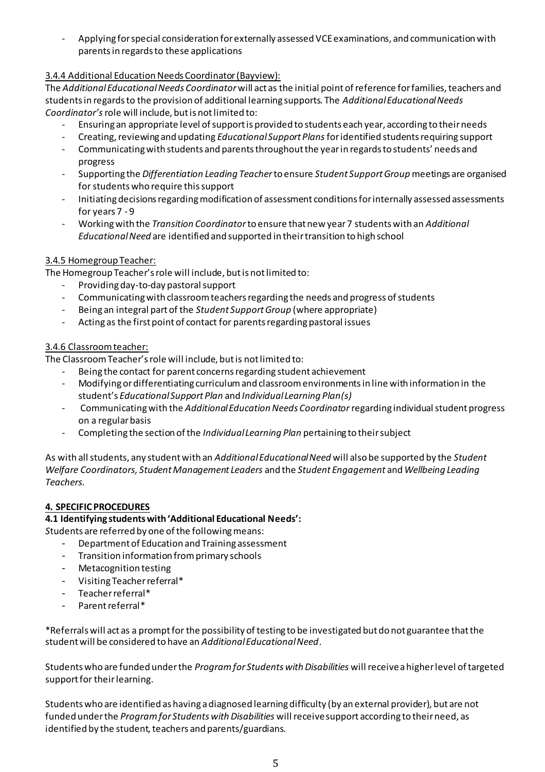- Applying for special consideration for externally assessed VCE examinations, and communication with parents in regards to these applications

3.4.4 Additional Education Needs Coordinator (Bayview):

The *Additional Educational Needs Coordinator* will act as the initial point of reference for families, teachers and students in regards to the provision of additional learning supports. The *Additional Educational Needs Coordinator's* role will include, but is not limited to:

- Ensuring an appropriate level of support is provided to students each year, according to their needs
- Creating, reviewing and updating *Educational Support Plans* for identified students requiring support
- Communicating with students and parents throughout the year in regards to students' needs and progress
- Supporting the *Differentiation Leading Teacher* to ensure *Student Support Group* meetings are organised for students who require this support
- Initiating decisions regarding modification of assessment conditions for internally assessed assessments for years 7 - 9
- Working with the *Transition Coordinator* to ensure that new year 7 students with an *Additional Educational Need* are identified and supported in their transition to high school

3.4.5 Homegroup Teacher:

The Homegroup Teacher's role will include, but is not limited to:

- Providing day-to-day pastoral support
- Communicating with classroom teachers regarding the needs and progress of students
- Being an integral part of the *Student Support Group* (where appropriate)
- Acting as the first point of contact for parents regarding pastoral issues

3.4.6 Classroom teacher:

The Classroom Teacher's role will include, but is not limited to:

- Being the contact for parent concerns regarding student achievement
- Modifying or differentiating curriculum and classroom environments in line with information in the student's *Educational Support Plan* and *Individual Learning Plan(s)*
- Communicating with the *Additional Education Needs Coordinator* regarding individual student progress on a regular basis
- Completing the section of the *Individual Learning Plan* pertaining to their subject

As with all students, any student with an *Additional Educational Need* will also be supported by the *Student Welfare Coordinators, Student Management Leaders* and the *Student Engagement* and *Wellbeing Leading Teachers*.

## 4. SPECIFIC PROCEDURES

### 4.1 Identifying students with 'Additional Educational Needs':

*S*tudents are referred by one of the following means:

- Department of Education and Training assessment
- Transition information from primary schools
- Metacognition testing
- Visiting Teacher referral*
- Teacher referral*
- Parent referral*

*Referrals will act as a prompt for the possibility of testing to be investigated but do not guarantee that the student will be considered to have an *Additional Educational Need*.

Students who are funded under the *Program for Students with Disabilities* will receive a higher level of targeted support for their learning.

Students who are identified as having a diagnosed learning difficulty (by an external provider), but are not funded under the *Program for Students with Disabilities* will receive support according to their need, as identified by the student, teachers and parents/guardians.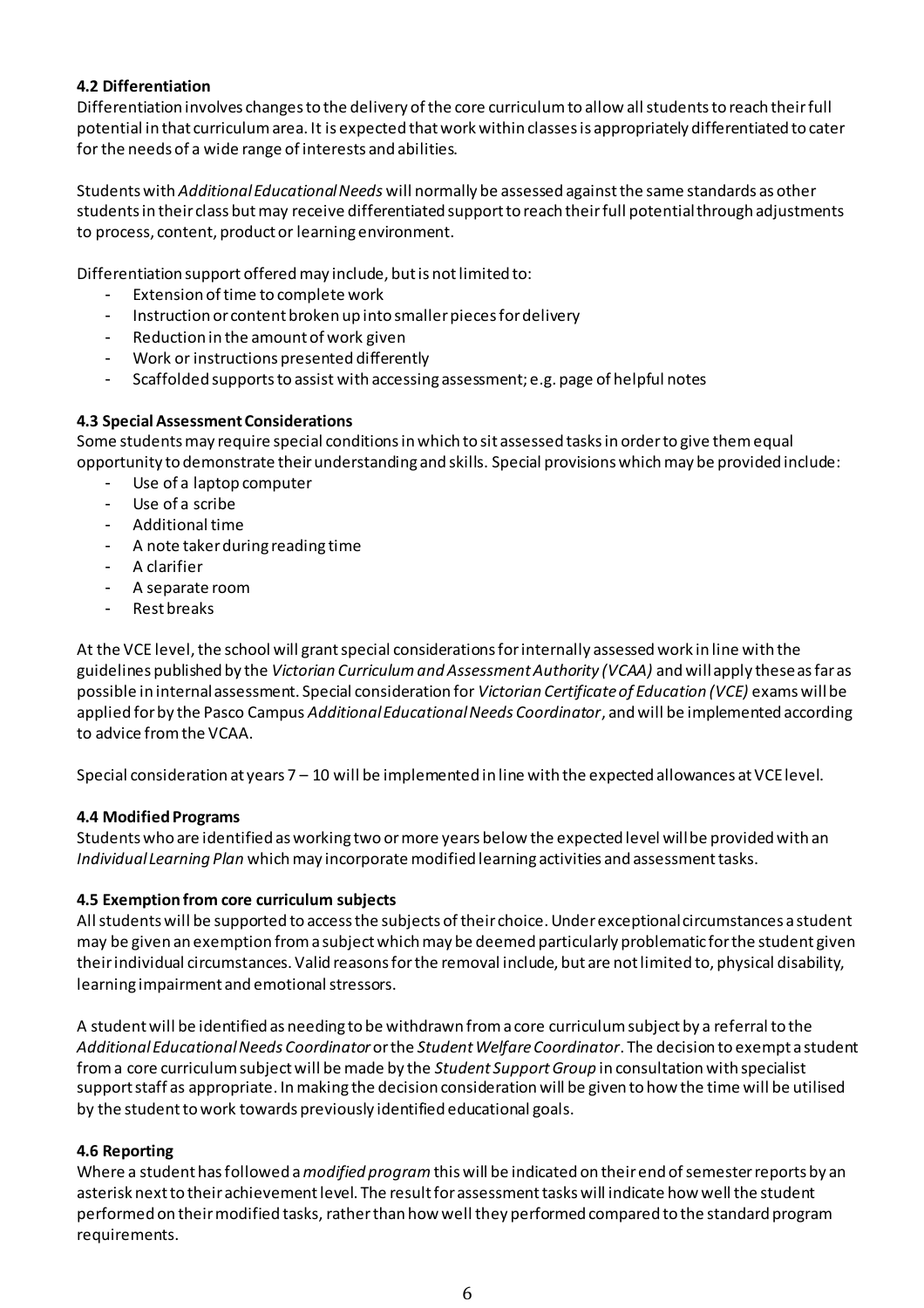### 4.2 Differentiation

Differentiation involves changes to the delivery of the core curriculum to allow all students to reach their full potential in that curriculum area. It is expected that work within classes is appropriately differentiated to cater for the needs of a wide range of interests and abilities.

Students with *Additional Educational Needs* will normally be assessed against the same standards as other students in their class but may receive differentiated support to reach their full potential through adjustments to process, content, product or learning environment.

Differentiation support offered may include, but is not limited to:

- Extension of time to complete work
- Instruction or content broken up into smaller pieces for delivery
- Reduction in the amount of work given
- Work or instructions presented differently
- Scaffolded supports to assist with accessing assessment; e.g. page of helpful notes

### 4.3 Special Assessment Considerations

Some students may require special conditions in which to sit assessed tasks in order to give them equal opportunity to demonstrate their understanding and skills. Special provisions which may be provided include:

- Use of a laptop computer
- Use of a scribe
- Additional time
- A note taker during reading time
- A clarifier
- A separate room
- Rest breaks

At the VCE level, the school will grant special considerations for internally assessed work in line with the guidelines published by the *Victorian Curriculum and Assessment Authority (VCAA)* and will apply these as far as possible in internal assessment. Special consideration for *Victorian Certificate of Education (VCE)* exams will be applied for by the Pasco Campus *Additional Educational Needs Coordinator*, and will be implemented according to advice from the VCAA.

Special consideration at years 7 – 10 will be implemented in line with the expected allowances at VCE level.

### 4.4 Modified Programs

Students who are identified as working two or more years below the expected level will be provided with an *Individual Learning Plan* which may incorporate modified learning activities and assessment tasks.

### 4.5 Exemption from core curriculum subjects

All students will be supported to access the subjects of their choice. Under exceptional circumstances a student may be given an exemption from a subject which may be deemed particularly problematic for the student given their individual circumstances. Valid reasons for the removal include, but are not limited to, physical disability, learning impairment and emotional stressors.

A student will be identified as needing to be withdrawn from a core curriculum subject by a referral to the *Additional Educational Needs Coordinator* or the *Student Welfare Coordinator*. The decision to exempt a student from a core curriculum subject will be made by the *Student Support Group* in consultation with specialist support staff as appropriate. In making the decision consideration will be given to how the time will be utilised by the student to work towards previously identified educational goals.

### 4.6 Reporting

Where a student has followed a *modified program* this will be indicated on their end of semester reports by an asterisk next to their achievement level. The result for assessment tasks will indicate how well the student performed on their modified tasks, rather than how well they performed compared to the standard program requirements.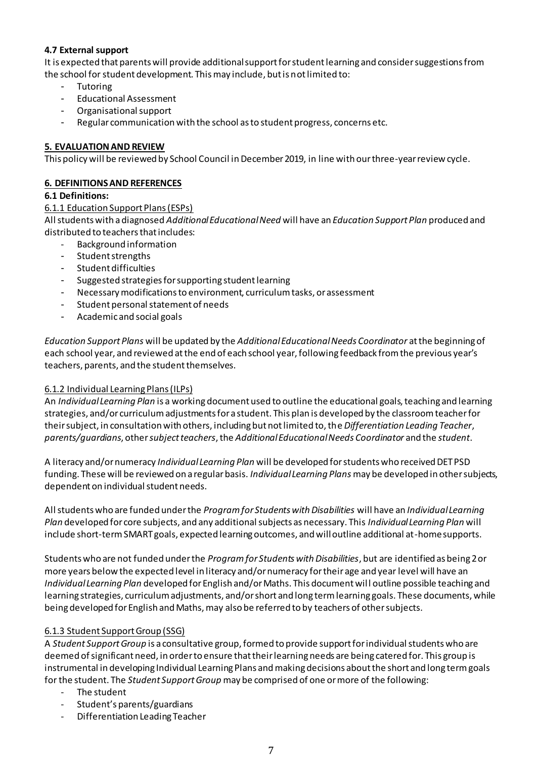**4.7 External support**

It is expected that parents will provide additional support for student learning and consider suggestions from the school for student development. This may include, but is not limited to:

- Tutoring
- Educational Assessment
- Organisational support
- Regular communication with the school as to student progress, concerns etc.

## 5. EVALUATION AND REVIEW

This policy will be reviewed by School Council in December 2019, in line with our three-year review cycle.

## 6. DEFINITIONS AND REFERENCES

**6.1 Definitions:**

6.1.1 Education Support Plans (ESPs)

All students with a diagnosed *Additional Educational Need* will have an *Education Support Plan* produced and distributed to teachers that includes:

- Background information
- Student strengths
- Student difficulties
- Suggested strategies for supporting student learning
- Necessary modifications to environment, curriculum tasks, or assessment
- Student personal statement of needs
- Academic and social goals

*Education Support Plans* will be updated by the *Additional Educational Needs Coordinator* at the beginning of each school year, and reviewed at the end of each school year, following feedback from the previous year's teachers, parents, and the student themselves.

6.1.2 Individual Learning Plans (ILPs)

An *Individual Learning Plan* is a working document used to outline the educational goals, teaching and learning strategies, and/or curriculum adjustments for a student. This plan is developed by the classroom teacher for their subject, in consultation with others, including but not limited to, the *Differentiation Leading Teacher*, *parents/guardians*, other *subject teachers*, the *Additional Educational Needs Coordinator* and the *student*.

A literacy and/or numeracy *Individual Learning Plan* will be developed for students who received DET PSD funding. These will be reviewed on a regular basis. *Individual Learning Plans* may be developed in other subjects, dependent on individual student needs.

All students who are funded under the *Program for Students with Disabilities* will have an *Individual Learning Plan* developed for core subjects, and any additional subjects as necessary. This *Individual Learning Plan* will include short-term SMART goals, expected learning outcomes, and will outline additional at-home supports.

Students who are not funded under the *Program for Students with Disabilities*, but are identified as being 2 or more years below the expected level in literacy and/or numeracy for their age and year level will have an *Individual Learning Plan* developed for English and/or Maths. This document will outline possible teaching and learning strategies, curriculum adjustments, and/or short and long term learning goals. These documents, while being developed for English and Maths, may also be referred to by teachers of other subjects.

6.1.3 Student Support Group (SSG)

A *Student Support Group* is a consultative group, formed to provide support for individual students who are deemed of significant need, in order to ensure that their learning needs are being catered for. This group is instrumental in developing Individual Learning Plans and making decisions about the short and long term goals for the student. The *Student Support Group* may be comprised of one or more of the following:

- The student
- Student's parents/guardians
- Differentiation Leading Teacher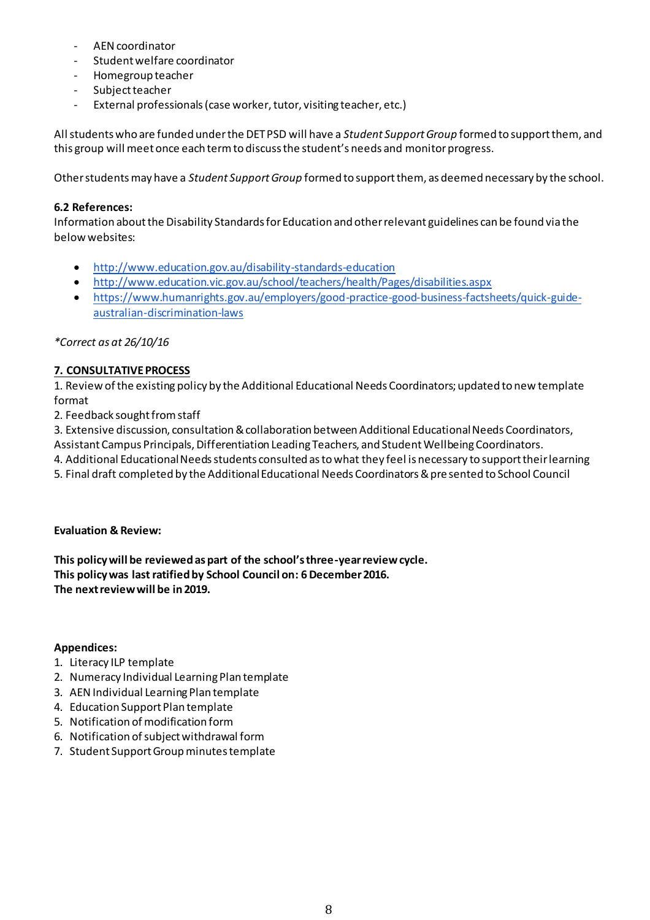- AEN coordinator
- Student welfare coordinator
- Homegroup teacher
- Subject teacher
- External professionals (case worker, tutor, visiting teacher, etc.)

All students who are funded under the DET PSD will have a *Student Support Group* formed to support them, and this group will meet once each term to discuss the student's needs and monitor progress.

Other students may have a *Student Support Group* formed to support them, as deemed necessary by the school.

**6.2 References:**
Information about the Disability Standards for Education and other relevant guidelines can be found via the below websites:

- http://www.education.gov.au/disability-standards-education
- http://www.education.vic.gov.au/school/teachers/health/Pages/disabilities.aspx
- https://www.humanrights.gov.au/employers/good-practice-good-business-factsheets/quick-guide-australian-discrimination-laws

*\*Correct as at 26/10/16*

**7. CONSULTATIVE PROCESS**

1. Review of the existing policy by the Additional Educational Needs Coordinators; updated to new template format
2. Feedback sought from staff
3. Extensive discussion, consultation & collaboration between Additional Educational Needs Coordinators, Assistant Campus Principals, Differentiation Leading Teachers, and Student Wellbeing Coordinators.
4. Additional Educational Needs students consulted as to what they feel is necessary to support their learning
5. Final draft completed by the Additional Educational Needs Coordinators & presented to School Council

**Evaluation & Review:**

**This policy will be reviewed as part of the school's three-year review cycle.**
**This policy was last ratified by School Council on: 6 December 2016.**
**The next review will be in 2019.**

**Appendices:**

1. Literacy ILP template
2. Numeracy Individual Learning Plan template
3. AEN Individual Learning Plan template
4. Education Support Plan template
5. Notification of modification form
6. Notification of subject withdrawal form
7. Student Support Group minutes template